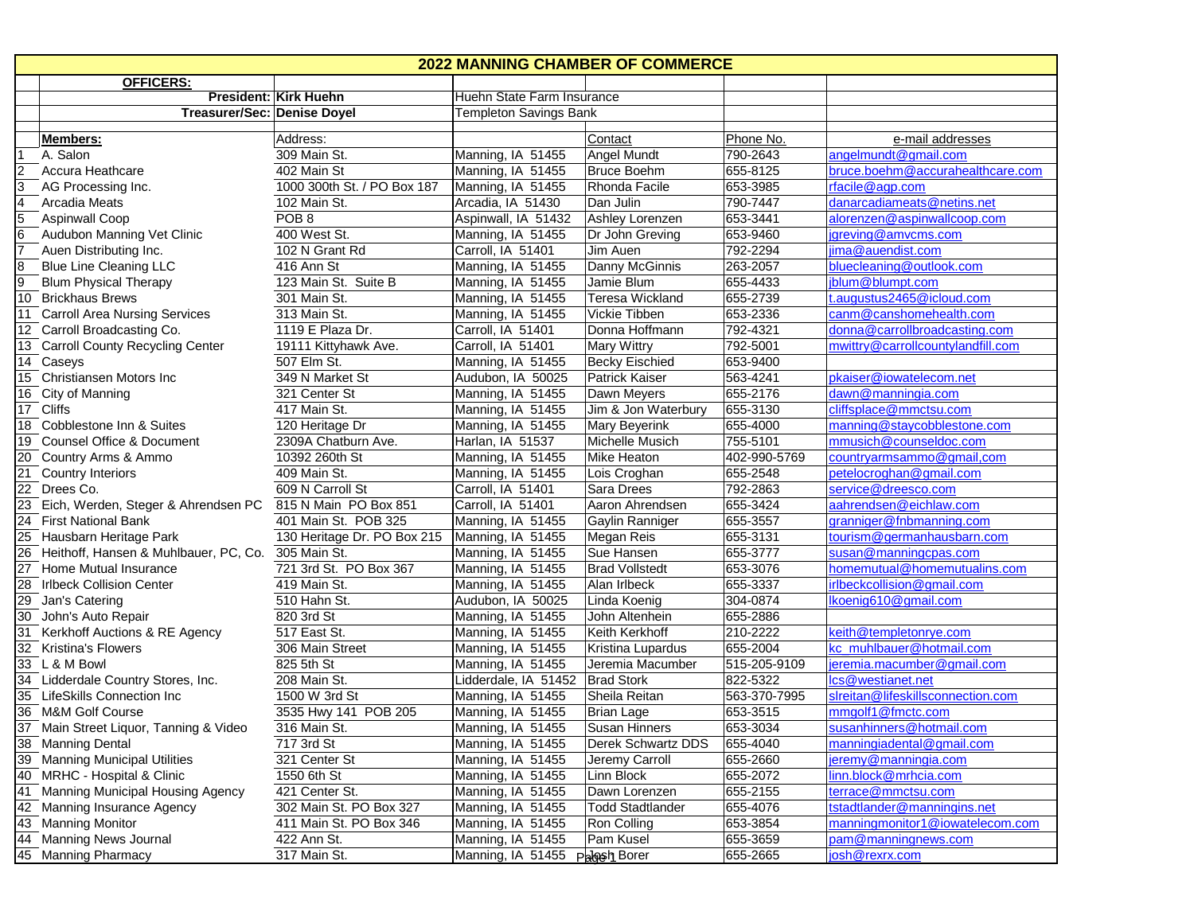# 2022 MANNING CHAMBER OF COMMERCE

| | | | | | | |
|---|---|---|---|---|---|---|
| | **OFFICERS:** | | | | | |
| | **President:** | **Kirk Huehn** | Huehn State Farm Insurance | | | |
| | **Treasurer/Sec:** | **Denise Doyel** | Templeton Savings Bank | | | |
| | | | | | | |
| | **Members:** | Address: | | Contact | Phone No. | e-mail addresses |
| 1 | A. Salon | 309 Main St. | Manning, IA 51455 | Angel Mundt | 790-2643 | angelmundt@gmail.com |
| 2 | Accura Heathcare | 402 Main St | Manning, IA 51455 | Bruce Boehm | 655-8125 | bruce.boehm@accurahealthcare.com |
| 3 | AG Processing Inc. | 1000 300th St. / PO Box 187 | Manning, IA 51455 | Rhonda Facile | 653-3985 | rfacile@agp.com |
| 4 | Arcadia Meats | 102 Main St. | Arcadia, IA 51430 | Dan Julin | 790-7447 | danarcadiameats@netins.net |
| 5 | Aspinwall Coop | POB 8 | Aspinwall, IA 51432 | Ashley Lorenzen | 653-3441 | alorenzen@aspinwallcoop.com |
| 6 | Audubon Manning Vet Clinic | 400 West St. | Manning, IA 51455 | Dr John Greving | 653-9460 | jgreving@amvcms.com |
| 7 | Auen Distributing Inc. | 102 N Grant Rd | Carroll, IA 51401 | Jim Auen | 792-2294 | jima@auendist.com |
| 8 | Blue Line Cleaning LLC | 416 Ann St | Manning, IA 51455 | Danny McGinnis | 263-2057 | bluecleaning@outlook.com |
| 9 | Blum Physical Therapy | 123 Main St. Suite B | Manning, IA 51455 | Jamie Blum | 655-4433 | jblum@blumpt.com |
| 10 | Brickhaus Brews | 301 Main St. | Manning, IA 51455 | Teresa Wickland | 655-2739 | t.augustus2465@icloud.com |
| 11 | Carroll Area Nursing Services | 313 Main St. | Manning, IA 51455 | Vickie Tibben | 653-2336 | canm@canshomehealth.com |
| 12 | Carroll Broadcasting Co. | 1119 E Plaza Dr. | Carroll, IA 51401 | Donna Hoffmann | 792-4321 | donna@carrollbroadcasting.com |
| 13 | Carroll County Recycling Center | 19111 Kittyhawk Ave. | Carroll, IA 51401 | Mary Wittry | 792-5001 | mwittry@carrollcountylandfill.com |
| 14 | Caseys | 507 Elm St. | Manning, IA 51455 | Becky Eischied | 653-9400 | |
| 15 | Christiansen Motors Inc | 349 N Market St | Audubon, IA 50025 | Patrick Kaiser | 563-4241 | pkaiser@iowatelecom.net |
| 16 | City of Manning | 321 Center St | Manning, IA 51455 | Dawn Meyers | 655-2176 | dawn@manningia.com |
| 17 | Cliffs | 417 Main St. | Manning, IA 51455 | Jim & Jon Waterbury | 655-3130 | cliffsplace@mmctsu.com |
| 18 | Cobblestone Inn & Suites | 120 Heritage Dr | Manning, IA 51455 | Mary Beyerink | 655-4000 | manning@staycobblestone.com |
| 19 | Counsel Office & Document | 2309A Chatburn Ave. | Harlan, IA 51537 | Michelle Musich | 755-5101 | mmusich@counseldoc.com |
| 20 | Country Arms & Ammo | 10392 260th St | Manning, IA 51455 | Mike Heaton | 402-990-5769 | countryarmsammo@gmail,com |
| 21 | Country Interiors | 409 Main St. | Manning, IA 51455 | Lois Croghan | 655-2548 | petelocroghan@gmail.com |
| 22 | Drees Co. | 609 N Carroll St | Carroll, IA 51401 | Sara Drees | 792-2863 | service@dreesco.com |
| 23 | Eich, Werden, Steger & Ahrendsen PC | 815 N Main PO Box 851 | Carroll, IA 51401 | Aaron Ahrendsen | 655-3424 | aahrendsen@eichlaw.com |
| 24 | First National Bank | 401 Main St. POB 325 | Manning, IA 51455 | Gaylin Ranniger | 655-3557 | granniger@fnbmanning.com |
| 25 | Hausbarn Heritage Park | 130 Heritage Dr. PO Box 215 | Manning, IA 51455 | Megan Reis | 655-3131 | tourism@germanhausbarn.com |
| 26 | Heithoff, Hansen & Muhlbauer, PC, Co. | 305 Main St. | Manning, IA 51455 | Sue Hansen | 655-3777 | susan@manningcpas.com |
| 27 | Home Mutual Insurance | 721 3rd St. PO Box 367 | Manning, IA 51455 | Brad Vollstedt | 653-3076 | homemutual@homemutualins.com |
| 28 | Irlbeck Collision Center | 419 Main St. | Manning, IA 51455 | Alan Irlbeck | 655-3337 | irlbeckcollision@gmail.com |
| 29 | Jan's Catering | 510 Hahn St. | Audubon, IA 50025 | Linda Koenig | 304-0874 | lkoenig610@gmail.com |
| 30 | John's Auto Repair | 820 3rd St | Manning, IA 51455 | John Altenhein | 655-2886 | |
| 31 | Kerkhoff Auctions & RE Agency | 517 East St. | Manning, IA 51455 | Keith Kerkhoff | 210-2222 | keith@templetonrye.com |
| 32 | Kristina's Flowers | 306 Main Street | Manning, IA 51455 | Kristina Lupardus | 655-2004 | kc_muhlbauer@hotmail.com |
| 33 | L & M Bowl | 825 5th St | Manning, IA 51455 | Jeremia Macumber | 515-205-9109 | jeremia.macumber@gmail.com |
| 34 | Lidderdale Country Stores, Inc. | 208 Main St. | Lidderdale, IA 51452 | Brad Stork | 822-5322 | lcs@westianet.net |
| 35 | LifeSkills Connection Inc | 1500 W 3rd St | Manning, IA 51455 | Sheila Reitan | 563-370-7995 | slreitan@lifeskillsconnection.com |
| 36 | M&M Golf Course | 3535 Hwy 141 POB 205 | Manning, IA 51455 | Brian Lage | 653-3515 | mmgolf1@fmctc.com |
| 37 | Main Street Liquor, Tanning & Video | 316 Main St. | Manning, IA 51455 | Susan Hinners | 653-3034 | susanhinners@hotmail.com |
| 38 | Manning Dental | 717 3rd St | Manning, IA 51455 | Derek Schwartz DDS | 655-4040 | manningiadental@gmail.com |
| 39 | Manning Municipal Utilities | 321 Center St | Manning, IA 51455 | Jeremy Carroll | 655-2660 | jeremy@manningia.com |
| 40 | MRHC - Hospital & Clinic | 1550 6th St | Manning, IA 51455 | Linn Block | 655-2072 | linn.block@mrhcia.com |
| 41 | Manning Municipal Housing Agency | 421 Center St. | Manning, IA 51455 | Dawn Lorenzen | 655-2155 | terrace@mmctsu.com |
| 42 | Manning Insurance Agency | 302 Main St. PO Box 327 | Manning, IA 51455 | Todd Stadtlander | 655-4076 | tstadtlander@manningins.net |
| 43 | Manning Monitor | 411 Main St. PO Box 346 | Manning, IA 51455 | Ron Colling | 653-3854 | manningmonitor1@iowatelecom.com |
| 44 | Manning News Journal | 422 Ann St. | Manning, IA 51455 | Pam Kusel | 655-3659 | pam@manningnews.com |
| 45 | Manning Pharmacy | 317 Main St. | Manning, IA 51455 | Josh Borer | 655-2665 | josh@rexrx.com |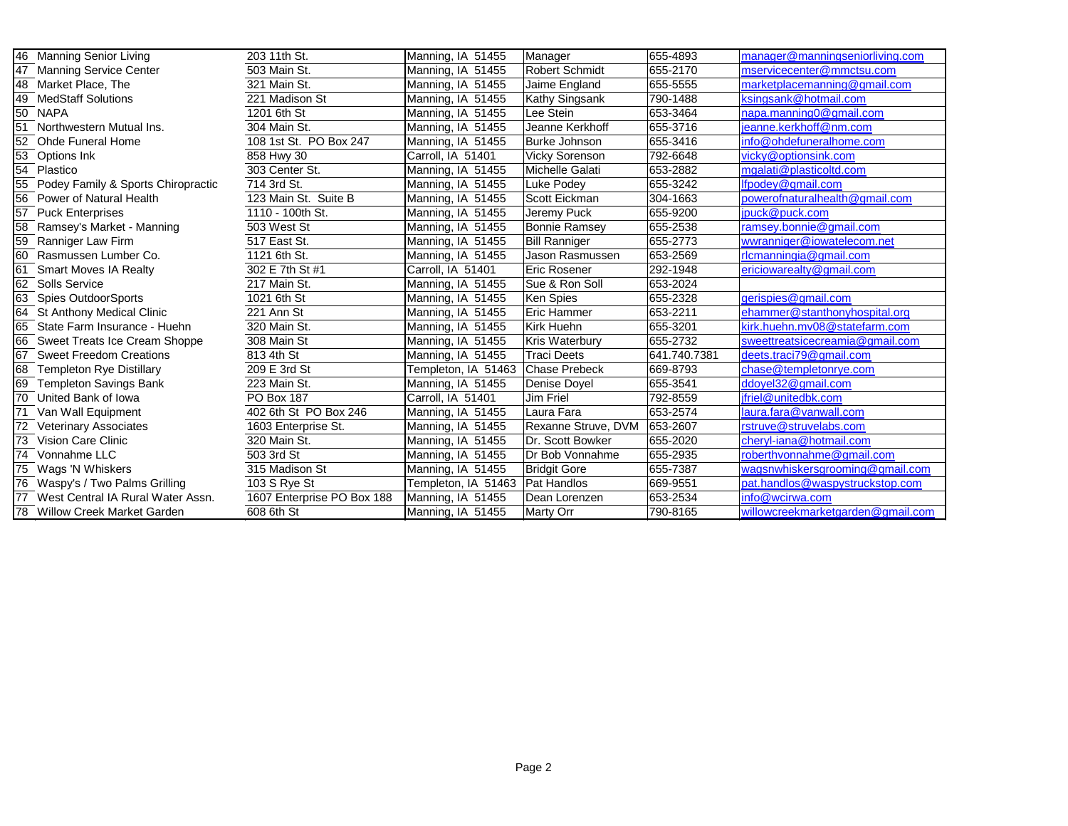| | | | | | | |
|---|---|---|---|---|---|---|
| 46 | Manning Senior Living | 203 11th St. | Manning, IA 51455 | Manager | 655-4893 | manager@manningseniorliving.com |
| 47 | Manning Service Center | 503 Main St. | Manning, IA 51455 | Robert Schmidt | 655-2170 | mservicecenter@mmctsu.com |
| 48 | Market Place, The | 321 Main St. | Manning, IA 51455 | Jaime England | 655-5555 | marketplacemanning@gmail.com |
| 49 | MedStaff Solutions | 221 Madison St | Manning, IA 51455 | Kathy Singsank | 790-1488 | ksingsank@hotmail.com |
| 50 | NAPA | 1201 6th St | Manning, IA 51455 | Lee Stein | 653-3464 | napa.manning0@gmail.com |
| 51 | Northwestern Mutual Ins. | 304 Main St. | Manning, IA 51455 | Jeanne Kerkhoff | 655-3716 | jeanne.kerkhoff@nm.com |
| 52 | Ohde Funeral Home | 108 1st St. PO Box 247 | Manning, IA 51455 | Burke Johnson | 655-3416 | info@ohdefuneralhome.com |
| 53 | Options Ink | 858 Hwy 30 | Carroll, IA 51401 | Vicky Sorenson | 792-6648 | vicky@optionsink.com |
| 54 | Plastico | 303 Center St. | Manning, IA 51455 | Michelle Galati | 653-2882 | mgalati@plasticoltd.com |
| 55 | Podey Family & Sports Chiropractic | 714 3rd St. | Manning, IA 51455 | Luke Podey | 655-3242 | lfpodey@gmail.com |
| 56 | Power of Natural Health | 123 Main St. Suite B | Manning, IA 51455 | Scott Eickman | 304-1663 | powerofnaturalhealth@gmail.com |
| 57 | Puck Enterprises | 1110 - 100th St. | Manning, IA 51455 | Jeremy Puck | 655-9200 | jpuck@puck.com |
| 58 | Ramsey's Market - Manning | 503 West St | Manning, IA 51455 | Bonnie Ramsey | 655-2538 | ramsey.bonnie@gmail.com |
| 59 | Ranniger Law Firm | 517 East St. | Manning, IA 51455 | Bill Ranniger | 655-2773 | wwranniger@iowatelecom.net |
| 60 | Rasmussen Lumber Co. | 1121 6th St. | Manning, IA 51455 | Jason Rasmussen | 653-2569 | rlcmanningia@gmail.com |
| 61 | Smart Moves IA Realty | 302 E 7th St #1 | Carroll, IA 51401 | Eric Rosener | 292-1948 | ericiowarealty@gmail.com |
| 62 | Solls Service | 217 Main St. | Manning, IA 51455 | Sue & Ron Soll | 653-2024 | |
| 63 | Spies OutdoorSports | 1021 6th St | Manning, IA 51455 | Ken Spies | 655-2328 | gerispies@gmail.com |
| 64 | St Anthony Medical Clinic | 221 Ann St | Manning, IA 51455 | Eric Hammer | 653-2211 | ehammer@stanthonyhospital.org |
| 65 | State Farm Insurance - Huehn | 320 Main St. | Manning, IA 51455 | Kirk Huehn | 655-3201 | kirk.huehn.mv08@statefarm.com |
| 66 | Sweet Treats Ice Cream Shoppe | 308 Main St | Manning, IA 51455 | Kris Waterbury | 655-2732 | sweettreatsicecreamia@gmail.com |
| 67 | Sweet Freedom Creations | 813 4th St | Manning, IA 51455 | Traci Deets | 641.740.7381 | deets.traci79@gmail.com |
| 68 | Templeton Rye Distillary | 209 E 3rd St | Templeton, IA 51463 | Chase Prebeck | 669-8793 | chase@templetonrye.com |
| 69 | Templeton Savings Bank | 223 Main St. | Manning, IA 51455 | Denise Doyel | 655-3541 | ddoyel32@gmail.com |
| 70 | United Bank of Iowa | PO Box 187 | Carroll, IA 51401 | Jim Friel | 792-8559 | jfriel@unitedbk.com |
| 71 | Van Wall Equipment | 402 6th St PO Box 246 | Manning, IA 51455 | Laura Fara | 653-2574 | laura.fara@vanwall.com |
| 72 | Veterinary Associates | 1603 Enterprise St. | Manning, IA 51455 | Rexanne Struve, DVM | 653-2607 | rstruve@struvelabs.com |
| 73 | Vision Care Clinic | 320 Main St. | Manning, IA 51455 | Dr. Scott Bowker | 655-2020 | cheryl-iana@hotmail.com |
| 74 | Vonnahme LLC | 503 3rd St | Manning, IA 51455 | Dr Bob Vonnahme | 655-2935 | roberthvonnahme@gmail.com |
| 75 | Wags 'N Whiskers | 315 Madison St | Manning, IA 51455 | Bridgit Gore | 655-7387 | wagsnwhiskersgrooming@gmail.com |
| 76 | Waspy's / Two Palms Grilling | 103 S Rye St | Templeton, IA 51463 | Pat Handlos | 669-9551 | pat.handlos@waspystruckstop.com |
| 77 | West Central IA Rural Water Assn. | 1607 Enterprise PO Box 188 | Manning, IA 51455 | Dean Lorenzen | 653-2534 | info@wcirwa.com |
| 78 | Willow Creek Market Garden | 608 6th St | Manning, IA 51455 | Marty Orr | 790-8165 | willowcreekmarketgarden@gmail.com |